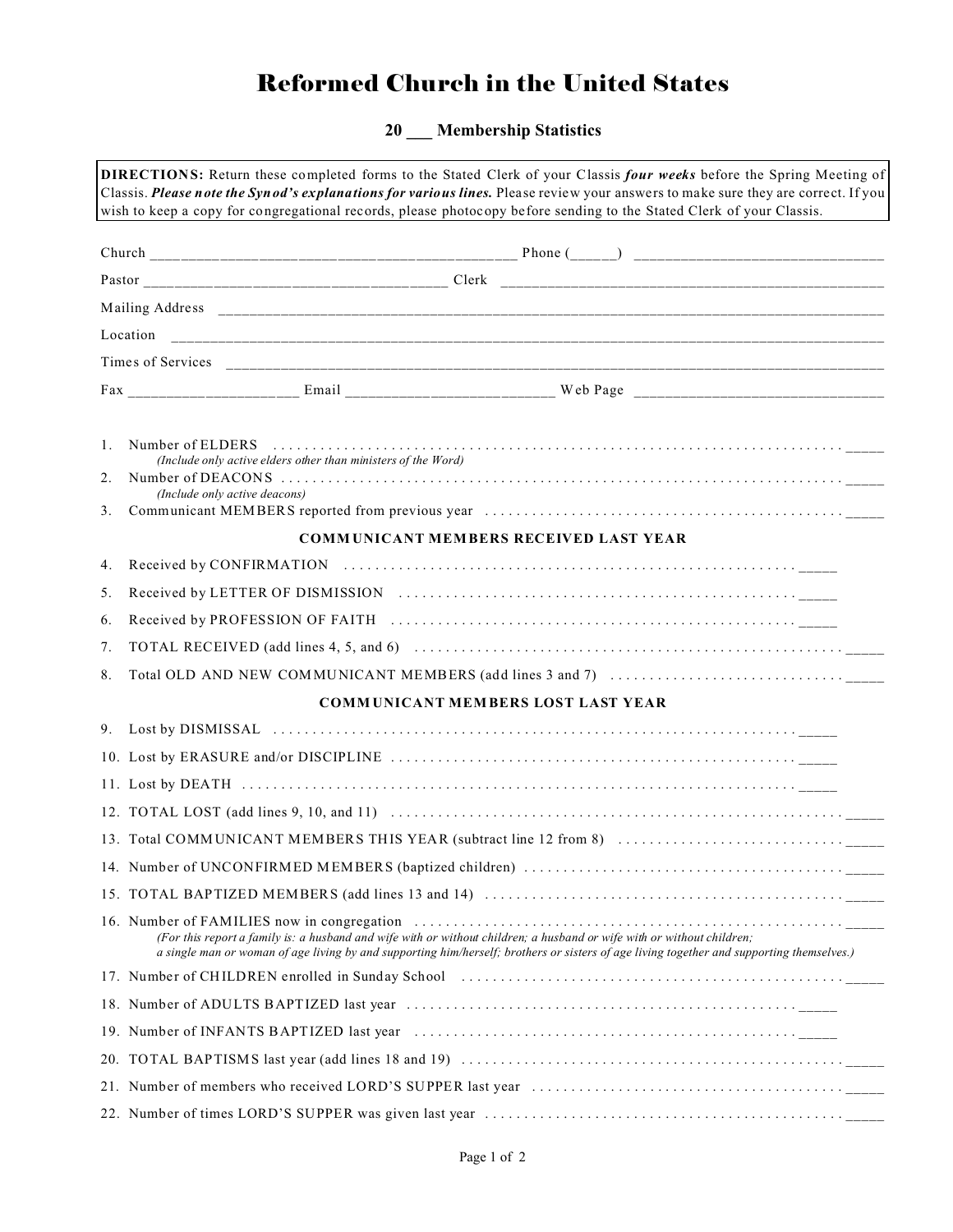# Reformed Church in the United States

## 20 ___ Membership Statistics

**DIRECTIONS:** Return these completed forms to the Stated Clerk of your Classis ***four weeks*** before the Spring Meeting of Classis. ***Please note the Synod's explanations for various lines.*** Please review your answers to make sure they are correct. If you wish to keep a copy for congregational records, please photocopy before sending to the Stated Clerk of your Classis.

Church ______________________________________________ Phone (______) ______________________________

Pastor ______________________________________ Clerk __________________________________________________

Mailing Address ______________________________________________________________________________________

Location ____________________________________________________________________________________________

Times of Services _____________________________________________________________________________________

Fax ____________________ Email _________________________ Web Page ______________________________

1. Number of ELDERS . . . . . . . . . . . . . . . . . . . . . . . . . . . . . . . . . . . . . . . . . . . . . . . . . . . . . . . . . . . . _____
   *(Include only active elders other than ministers of the Word)*
2. Number of DEACONS . . . . . . . . . . . . . . . . . . . . . . . . . . . . . . . . . . . . . . . . . . . . . . . . . . . . . . . . . . _____
   *(Include only active deacons)*
3. Communicant MEMBERS reported from previous year . . . . . . . . . . . . . . . . . . . . . . . . . . . . . . . . . _____

**COMMUNICANT MEMBERS RECEIVED LAST YEAR**

4. Received by CONFIRMATION . . . . . . . . . . . . . . . . . . . . . . . . . . . . . . . . . . . . . . . . . . . . _____
5. Received by LETTER OF DISMISSION . . . . . . . . . . . . . . . . . . . . . . . . . . . . . . . . . . . . _____
6. Received by PROFESSION OF FAITH . . . . . . . . . . . . . . . . . . . . . . . . . . . . . . . . . . . . . _____
7. TOTAL RECEIVED (add lines 4, 5, and 6) . . . . . . . . . . . . . . . . . . . . . . . . . . . . . . . . . . . . . . . . . . _____
8. Total OLD AND NEW COMMUNICANT MEMBERS (add lines 3 and 7) . . . . . . . . . . . . . . . . . . . . . _____

**COMMUNICANT MEMBERS LOST LAST YEAR**

9. Lost by DISMISSAL . . . . . . . . . . . . . . . . . . . . . . . . . . . . . . . . . . . . . . . . . . . . . . . . . . . . _____
10. Lost by ERASURE and/or DISCIPLINE . . . . . . . . . . . . . . . . . . . . . . . . . . . . . . . . . . . . . _____
11. Lost by DEATH . . . . . . . . . . . . . . . . . . . . . . . . . . . . . . . . . . . . . . . . . . . . . . . . . . . . . . . _____
12. TOTAL LOST (add lines 9, 10, and 11) . . . . . . . . . . . . . . . . . . . . . . . . . . . . . . . . . . . . . . . . . . . _____
13. Total COMMUNICANT MEMBERS THIS YEAR (subtract line 12 from 8) . . . . . . . . . . . . . . . . . . . . _____
14. Number of UNCONFIRMED MEMBERS (baptized children) . . . . . . . . . . . . . . . . . . . . . . . . . . . . . _____
15. TOTAL BAPTIZED MEMBERS (add lines 13 and 14) . . . . . . . . . . . . . . . . . . . . . . . . . . . . . . . . . . _____
16. Number of FAMILIES now in congregation . . . . . . . . . . . . . . . . . . . . . . . . . . . . . . . . . . . . . . . . _____
    *(For this report a family is: a husband and wife with or without children; a husband or wife with or without children; a single man or woman of age living by and supporting him/herself; brothers or sisters of age living together and supporting themselves.)*
17. Number of CHILDREN enrolled in Sunday School . . . . . . . . . . . . . . . . . . . . . . . . . . . . . . . . . . . _____
18. Number of ADULTS BAPTIZED last year . . . . . . . . . . . . . . . . . . . . . . . . . . . . . . . . . . . . . _____
19. Number of INFANTS BAPTIZED last year . . . . . . . . . . . . . . . . . . . . . . . . . . . . . . . . . . . . _____
20. TOTAL BAPTISMS last year (add lines 18 and 19) . . . . . . . . . . . . . . . . . . . . . . . . . . . . . . . . . . _____
21. Number of members who received LORD'S SUPPER last year . . . . . . . . . . . . . . . . . . . . . . . . . _____
22. Number of times LORD'S SUPPER was given last year . . . . . . . . . . . . . . . . . . . . . . . . . . . . . . . _____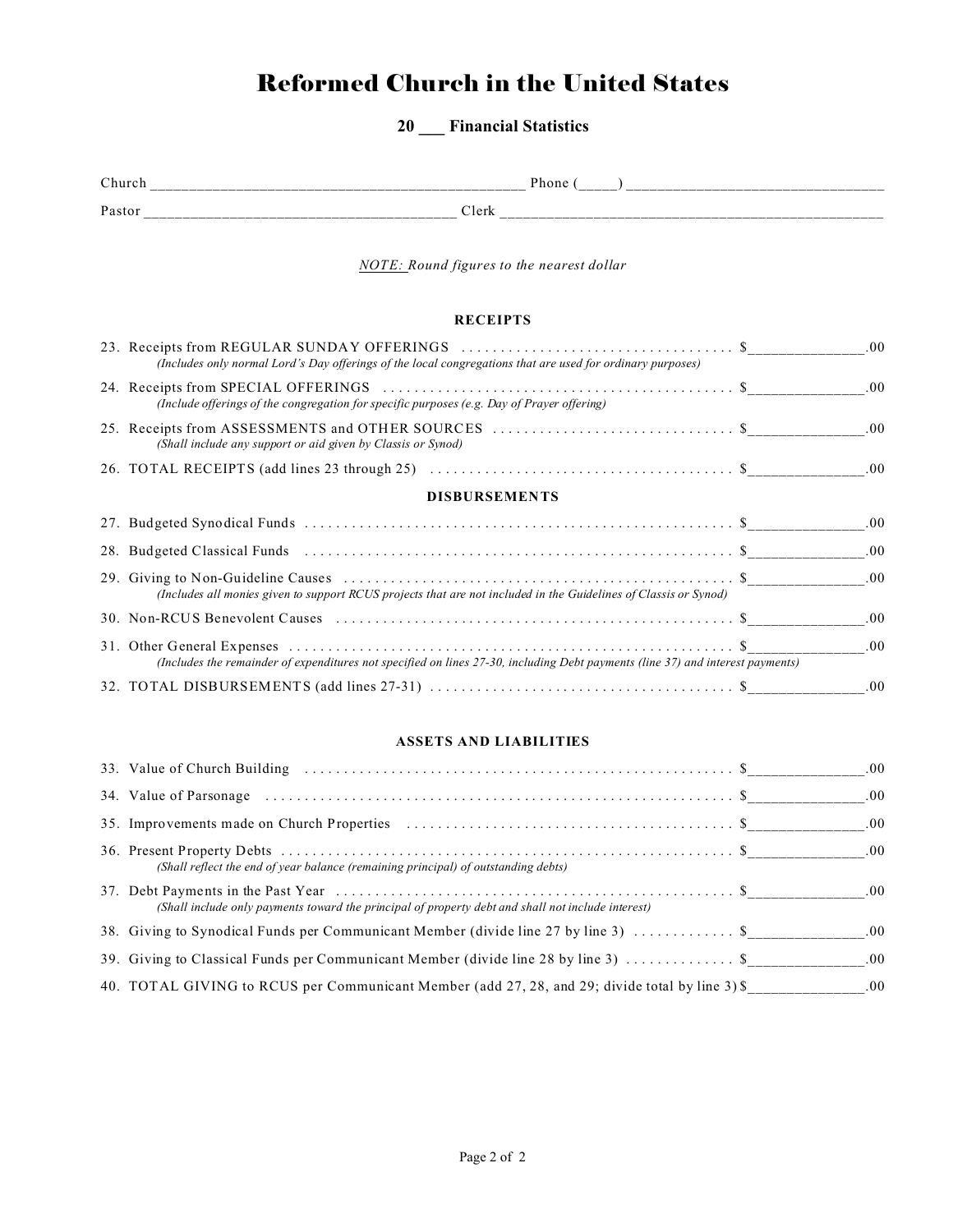# Reformed Church in the United States

## 20 ___ Financial Statistics

Church _______________________________________________ Phone (_____) _______________________________

Pastor _____________________________________ Clerk ________________________________________________

*NOTE: Round figures to the nearest dollar*

### RECEIPTS

23. Receipts from REGULAR SUNDAY OFFERINGS .................................. $_______________.00
    *(Includes only normal Lord's Day offerings of the local congregations that are used for ordinary purposes)*
24. Receipts from SPECIAL OFFERINGS ............................................ $_______________.00
    *(Include offerings of the congregation for specific purposes (e.g. Day of Prayer offering)*
25. Receipts from ASSESSMENTS and OTHER SOURCES .............................. $_______________.00
    *(Shall include any support or aid given by Classis or Synod)*
26. TOTAL RECEIPTS (add lines 23 through 25) ...................................... $_______________.00

### DISBURSEMENTS

27. Budgeted Synodical Funds ...................................................... $_______________.00
28. Budgeted Classical Funds ...................................................... $_______________.00
29. Giving to Non-Guideline Causes ................................................ $_______________.00
    *(Includes all monies given to support RCUS projects that are not included in the Guidelines of Classis or Synod)*
30. Non-RCUS Benevolent Causes .................................................. $_______________.00
31. Other General Expenses ........................................................ $_______________.00
    *(Includes the remainder of expenditures not specified on lines 27-30, including Debt payments (line 37) and interest payments)*
32. TOTAL DISBURSEMENTS (add lines 27-31) ...................................... $_______________.00

### ASSETS AND LIABILITIES

33. Value of Church Building ...................................................... $_______________.00
34. Value of Parsonage ............................................................ $_______________.00
35. Improvements made on Church Properties ........................................ $_______________.00
36. Present Property Debts ........................................................ $_______________.00
    *(Shall reflect the end of year balance (remaining principal) of outstanding debts)*
37. Debt Payments in the Past Year ................................................ $_______________.00
    *(Shall include only payments toward the principal of property debt and shall not include interest)*
38. Giving to Synodical Funds per Communicant Member (divide line 27 by line 3) ............ $_______________.00
39. Giving to Classical Funds per Communicant Member (divide line 28 by line 3) ............. $_______________.00
40. TOTAL GIVING to RCUS per Communicant Member (add 27, 28, and 29; divide total by line 3) $_______________.00